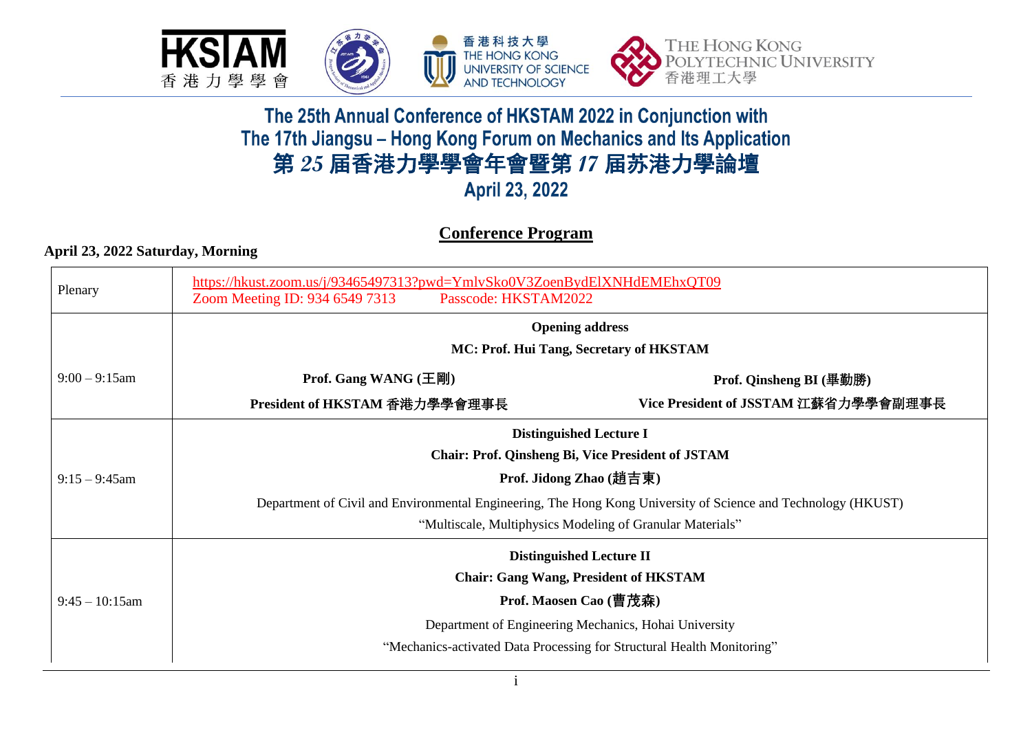# The 25th Annual Conference of HKSTAM 2022 in Conjunction with The 17th Jiangsu – Hong Kong Forum on Mechanics and Its Application

# 第 *25* 届香港力學學會年會暨第 *17* 届苏港力學論壇

## April 23, 2022

## Conference Program

**April 23, 2022 Saturday, Morning**

| | |
|---|---|
| Plenary | https://hkust.zoom.us/j/93465497313?pwd=YmlvSko0V3ZoenBydElXNHdEMEhxQT09<br>Zoom Meeting ID: 934 6549 7313 Passcode: HKSTAM2022 |
| 9:00 – 9:15am | **Opening address**<br>**MC: Prof. Hui Tang, Secretary of HKSTAM**<br>**Prof. Gang WANG (王剛)** **President of HKSTAM 香港力學學會理事長**<br>**Prof. Qinsheng BI (畢勤勝)** **Vice President of JSSTAM 江蘇省力學學會副理事長** |
| 9:15 – 9:45am | **Distinguished Lecture I**<br>**Chair: Prof. Qinsheng Bi, Vice President of JSTAM**<br>**Prof. Jidong Zhao (趙吉東)**<br>Department of Civil and Environmental Engineering, The Hong Kong University of Science and Technology (HKUST)<br>"Multiscale, Multiphysics Modeling of Granular Materials" |
| 9:45 – 10:15am | **Distinguished Lecture II**<br>**Chair: Gang Wang, President of HKSTAM**<br>**Prof. Maosen Cao (曹茂森)**<br>Department of Engineering Mechanics, Hohai University<br>"Mechanics-activated Data Processing for Structural Health Monitoring" |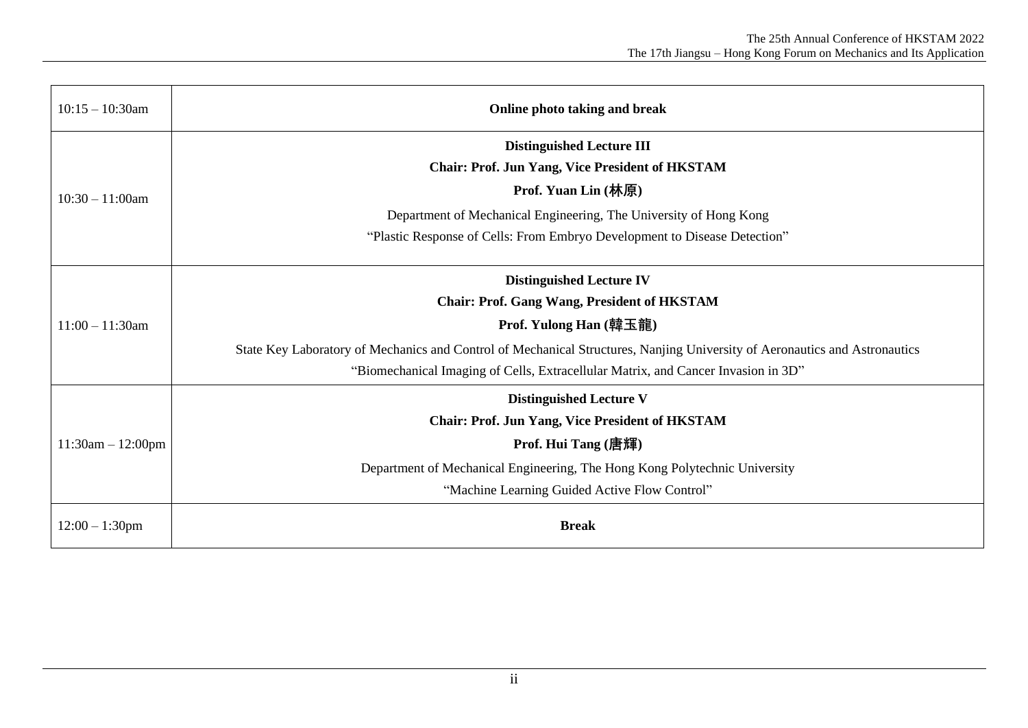| | |
|---|---|
| 10:15 – 10:30am | **Online photo taking and break** |
| 10:30 – 11:00am | **Distinguished Lecture III**<br>**Chair: Prof. Jun Yang, Vice President of HKSTAM**<br>**Prof. Yuan Lin (林原)**<br>Department of Mechanical Engineering, The University of Hong Kong<br>"Plastic Response of Cells: From Embryo Development to Disease Detection" |
| 11:00 – 11:30am | **Distinguished Lecture IV**<br>**Chair: Prof. Gang Wang, President of HKSTAM**<br>**Prof. Yulong Han (韓玉龍)**<br>State Key Laboratory of Mechanics and Control of Mechanical Structures, Nanjing University of Aeronautics and Astronautics<br>"Biomechanical Imaging of Cells, Extracellular Matrix, and Cancer Invasion in 3D" |
| 11:30am – 12:00pm | **Distinguished Lecture V**<br>**Chair: Prof. Jun Yang, Vice President of HKSTAM**<br>**Prof. Hui Tang (唐輝)**<br>Department of Mechanical Engineering, The Hong Kong Polytechnic University<br>"Machine Learning Guided Active Flow Control" |
| 12:00 – 1:30pm | **Break** |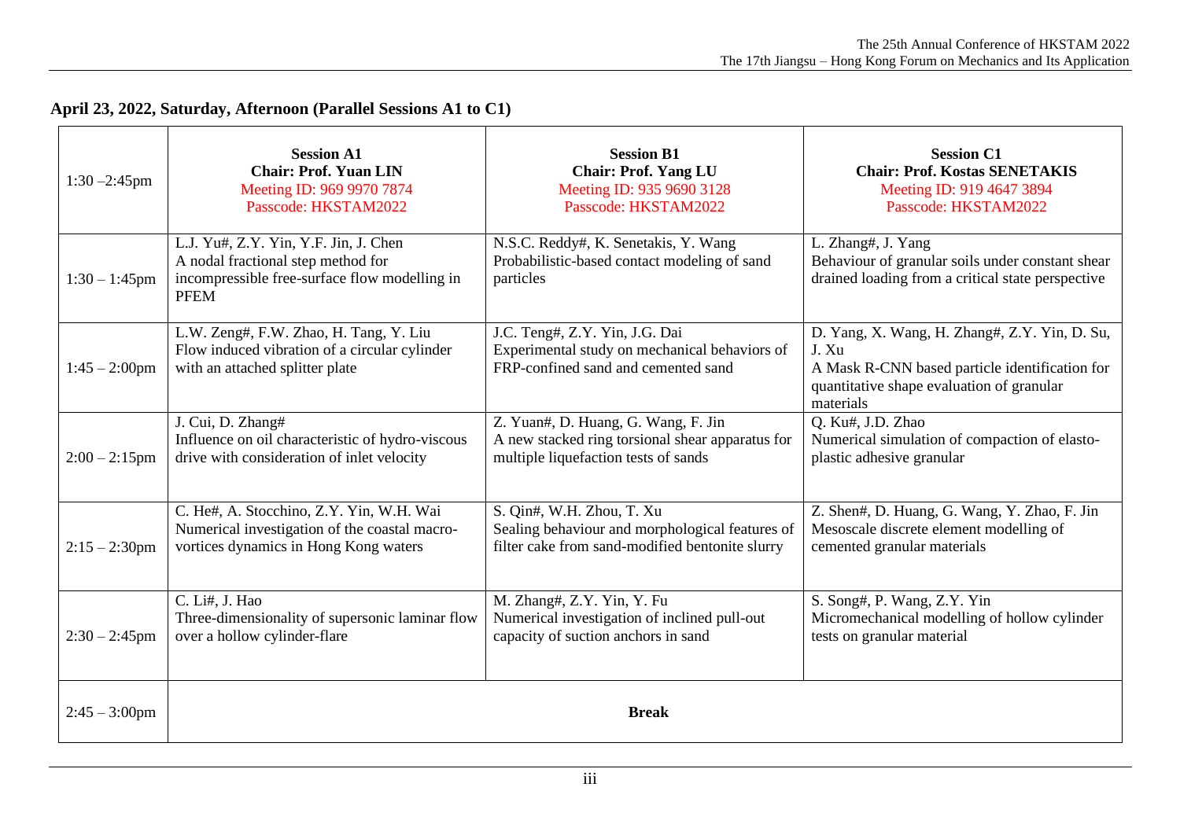**April 23, 2022, Saturday, Afternoon (Parallel Sessions A1 to C1)**

| 1:30 –2:45pm | **Session A1**<br>**Chair: Prof. Yuan LIN**<br>Meeting ID: 969 9970 7874<br>Passcode: HKSTAM2022 | **Session B1**<br>**Chair: Prof. Yang LU**<br>Meeting ID: 935 9690 3128<br>Passcode: HKSTAM2022 | **Session C1**<br>**Chair: Prof. Kostas SENETAKIS**<br>Meeting ID: 919 4647 3894<br>Passcode: HKSTAM2022 |
|---|---|---|---|
| 1:30 – 1:45pm | L.J. Yu#, Z.Y. Yin, Y.F. Jin, J. Chen<br>A nodal fractional step method for incompressible free-surface flow modelling in PFEM | N.S.C. Reddy#, K. Senetakis, Y. Wang<br>Probabilistic-based contact modeling of sand particles | L. Zhang#, J. Yang<br>Behaviour of granular soils under constant shear drained loading from a critical state perspective |
| 1:45 – 2:00pm | L.W. Zeng#, F.W. Zhao, H. Tang, Y. Liu<br>Flow induced vibration of a circular cylinder with an attached splitter plate | J.C. Teng#, Z.Y. Yin, J.G. Dai<br>Experimental study on mechanical behaviors of FRP-confined sand and cemented sand | D. Yang, X. Wang, H. Zhang#, Z.Y. Yin, D. Su, J. Xu<br>A Mask R-CNN based particle identification for quantitative shape evaluation of granular materials |
| 2:00 – 2:15pm | J. Cui, D. Zhang#<br>Influence on oil characteristic of hydro-viscous drive with consideration of inlet velocity | Z. Yuan#, D. Huang, G. Wang, F. Jin<br>A new stacked ring torsional shear apparatus for multiple liquefaction tests of sands | Q. Ku#, J.D. Zhao<br>Numerical simulation of compaction of elasto-plastic adhesive granular |
| 2:15 – 2:30pm | C. He#, A. Stocchino, Z.Y. Yin, W.H. Wai<br>Numerical investigation of the coastal macro-vortices dynamics in Hong Kong waters | S. Qin#, W.H. Zhou, T. Xu<br>Sealing behaviour and morphological features of filter cake from sand-modified bentonite slurry | Z. Shen#, D. Huang, G. Wang, Y. Zhao, F. Jin<br>Mesoscale discrete element modelling of cemented granular materials |
| 2:30 – 2:45pm | C. Li#, J. Hao<br>Three-dimensionality of supersonic laminar flow over a hollow cylinder-flare | M. Zhang#, Z.Y. Yin, Y. Fu<br>Numerical investigation of inclined pull-out capacity of suction anchors in sand | S. Song#, P. Wang, Z.Y. Yin<br>Micromechanical modelling of hollow cylinder tests on granular material |
| 2:45 – 3:00pm | **Break** | | |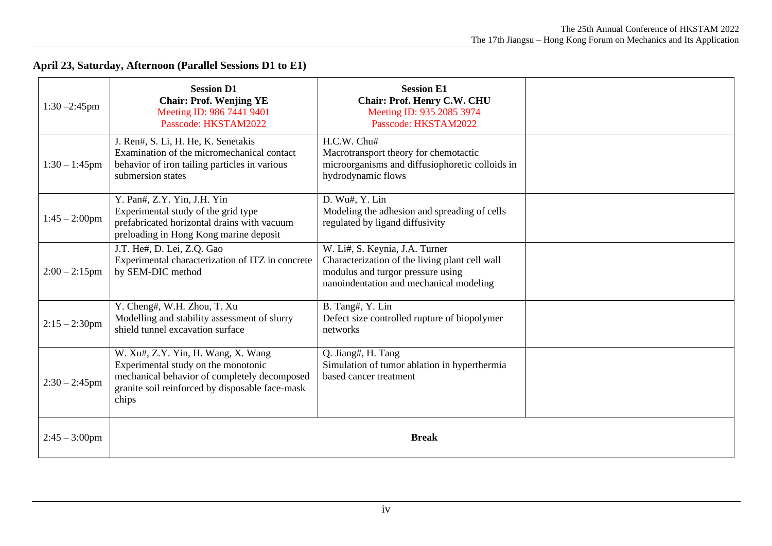## April 23, Saturday, Afternoon (Parallel Sessions D1 to E1)

| 1:30 –2:45pm | **Session D1**<br>**Chair: Prof. Wenjing YE**<br>Meeting ID: 986 7441 9401<br>Passcode: HKSTAM2022 | **Session E1**<br>**Chair: Prof. Henry C.W. CHU**<br>Meeting ID: 935 2085 3974<br>Passcode: HKSTAM2022 | |
|---|---|---|---|
| 1:30 – 1:45pm | J. Ren#, S. Li, H. He, K. Senetakis<br>Examination of the micromechanical contact behavior of iron tailing particles in various submersion states | H.C.W. Chu#<br>Macrotransport theory for chemotactic microorganisms and diffusiophoretic colloids in hydrodynamic flows | |
| 1:45 – 2:00pm | Y. Pan#, Z.Y. Yin, J.H. Yin<br>Experimental study of the grid type prefabricated horizontal drains with vacuum preloading in Hong Kong marine deposit | D. Wu#, Y. Lin<br>Modeling the adhesion and spreading of cells regulated by ligand diffusivity | |
| 2:00 – 2:15pm | J.T. He#, D. Lei, Z.Q. Gao<br>Experimental characterization of ITZ in concrete by SEM-DIC method | W. Li#, S. Keynia, J.A. Turner<br>Characterization of the living plant cell wall modulus and turgor pressure using nanoindentation and mechanical modeling | |
| 2:15 – 2:30pm | Y. Cheng#, W.H. Zhou, T. Xu<br>Modelling and stability assessment of slurry shield tunnel excavation surface | B. Tang#, Y. Lin<br>Defect size controlled rupture of biopolymer networks | |
| 2:30 – 2:45pm | W. Xu#, Z.Y. Yin, H. Wang, X. Wang<br>Experimental study on the monotonic mechanical behavior of completely decomposed granite soil reinforced by disposable face-mask chips | Q. Jiang#, H. Tang<br>Simulation of tumor ablation in hyperthermia based cancer treatment | |
| 2:45 – 3:00pm | **Break** | | |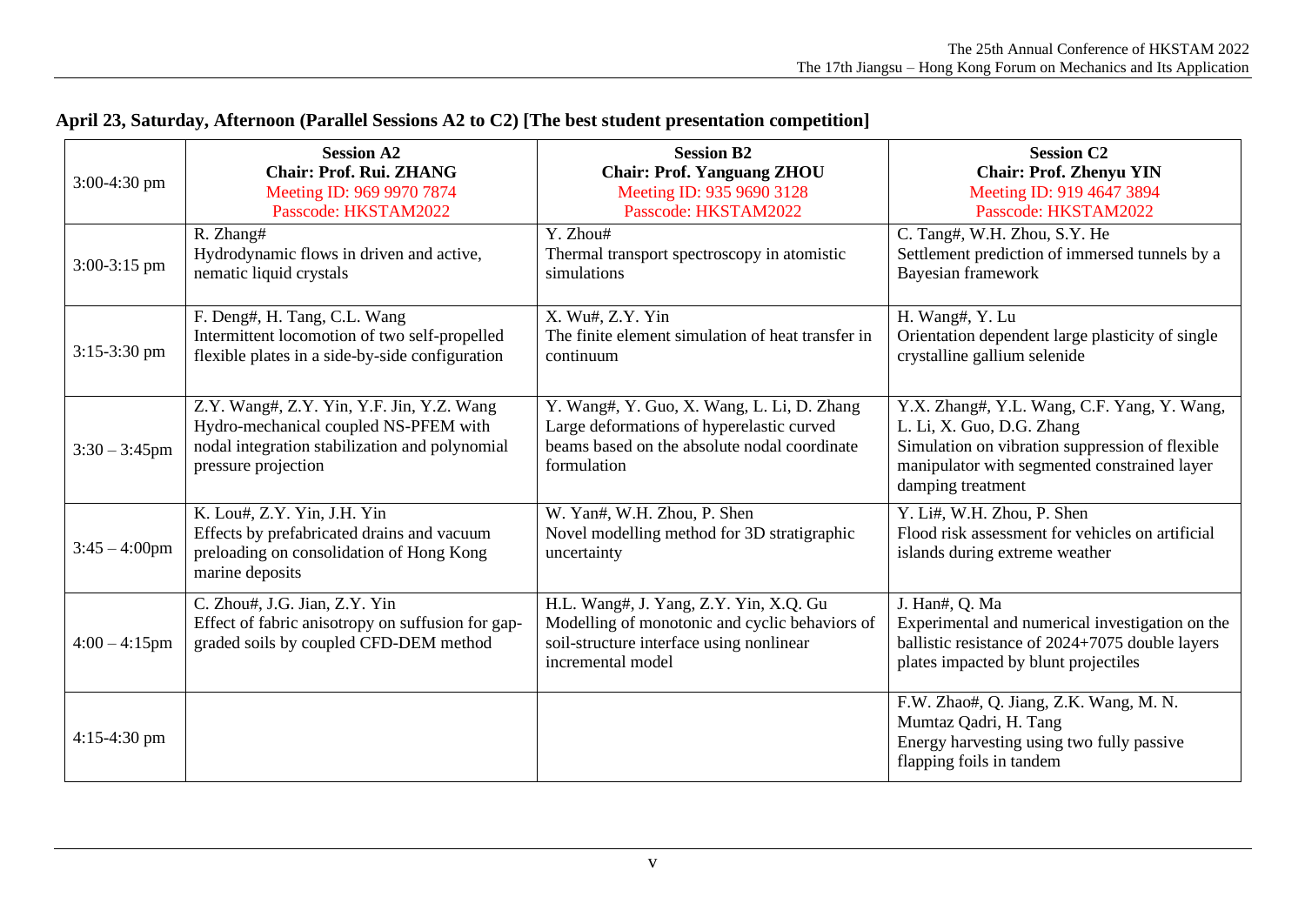## April 23, Saturday, Afternoon (Parallel Sessions A2 to C2) [The best student presentation competition]

| 3:00-4:30 pm | **Session A2**<br>**Chair: Prof. Rui. ZHANG**<br>Meeting ID: 969 9970 7874<br>Passcode: HKSTAM2022 | **Session B2**<br>**Chair: Prof. Yanguang ZHOU**<br>Meeting ID: 935 9690 3128<br>Passcode: HKSTAM2022 | **Session C2**<br>**Chair: Prof. Zhenyu YIN**<br>Meeting ID: 919 4647 3894<br>Passcode: HKSTAM2022 |
|---|---|---|---|
| 3:00-3:15 pm | R. Zhang#<br>Hydrodynamic flows in driven and active, nematic liquid crystals | Y. Zhou#<br>Thermal transport spectroscopy in atomistic simulations | C. Tang#, W.H. Zhou, S.Y. He<br>Settlement prediction of immersed tunnels by a Bayesian framework |
| 3:15-3:30 pm | F. Deng#, H. Tang, C.L. Wang<br>Intermittent locomotion of two self-propelled flexible plates in a side-by-side configuration | X. Wu#, Z.Y. Yin<br>The finite element simulation of heat transfer in continuum | H. Wang#, Y. Lu<br>Orientation dependent large plasticity of single crystalline gallium selenide |
| 3:30 – 3:45pm | Z.Y. Wang#, Z.Y. Yin, Y.F. Jin, Y.Z. Wang<br>Hydro-mechanical coupled NS-PFEM with nodal integration stabilization and polynomial pressure projection | Y. Wang#, Y. Guo, X. Wang, L. Li, D. Zhang<br>Large deformations of hyperelastic curved beams based on the absolute nodal coordinate formulation | Y.X. Zhang#, Y.L. Wang, C.F. Yang, Y. Wang, L. Li, X. Guo, D.G. Zhang<br>Simulation on vibration suppression of flexible manipulator with segmented constrained layer damping treatment |
| 3:45 – 4:00pm | K. Lou#, Z.Y. Yin, J.H. Yin<br>Effects by prefabricated drains and vacuum preloading on consolidation of Hong Kong marine deposits | W. Yan#, W.H. Zhou, P. Shen<br>Novel modelling method for 3D stratigraphic uncertainty | Y. Li#, W.H. Zhou, P. Shen<br>Flood risk assessment for vehicles on artificial islands during extreme weather |
| 4:00 – 4:15pm | C. Zhou#, J.G. Jian, Z.Y. Yin<br>Effect of fabric anisotropy on suffusion for gap-graded soils by coupled CFD-DEM method | H.L. Wang#, J. Yang, Z.Y. Yin, X.Q. Gu<br>Modelling of monotonic and cyclic behaviors of soil-structure interface using nonlinear incremental model | J. Han#, Q. Ma<br>Experimental and numerical investigation on the ballistic resistance of 2024+7075 double layers plates impacted by blunt projectiles |
| 4:15-4:30 pm | | | F.W. Zhao#, Q. Jiang, Z.K. Wang, M. N. Mumtaz Qadri, H. Tang<br>Energy harvesting using two fully passive flapping foils in tandem |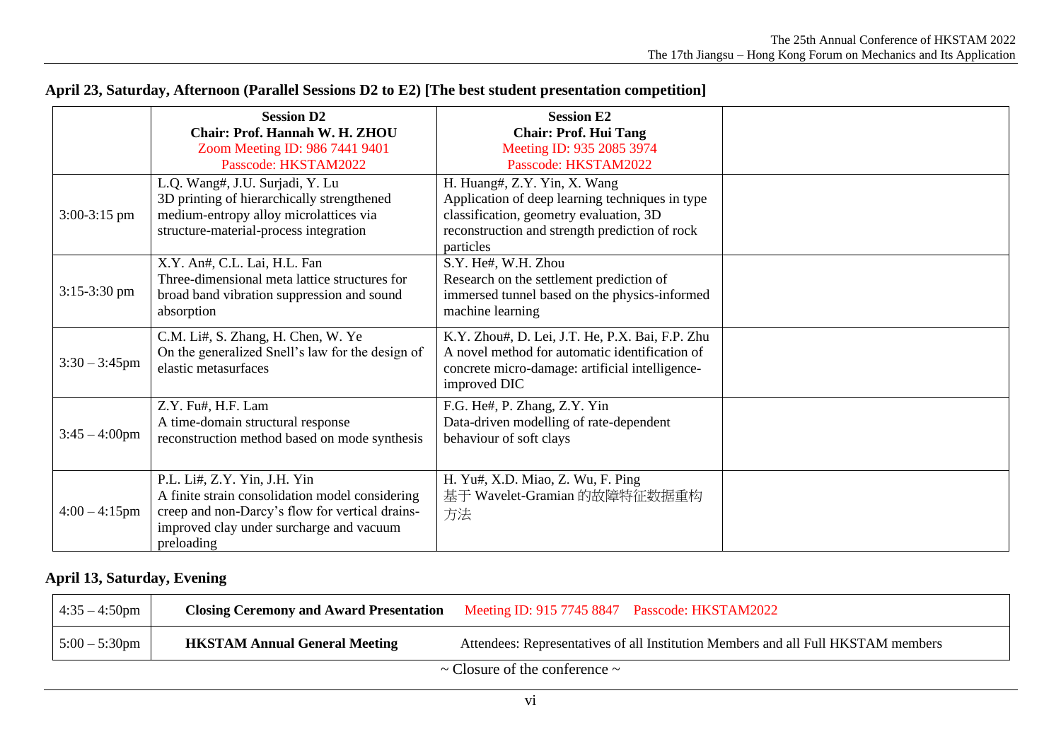## April 23, Saturday, Afternoon (Parallel Sessions D2 to E2) [The best student presentation competition]

| | **Session D2**<br>**Chair: Prof. Hannah W. H. ZHOU**<br>Zoom Meeting ID: 986 7441 9401<br>Passcode: HKSTAM2022 | **Session E2**<br>**Chair: Prof. Hui Tang**<br>Meeting ID: 935 2085 3974<br>Passcode: HKSTAM2022 | |
|---|---|---|---|
| 3:00-3:15 pm | L.Q. Wang#, J.U. Surjadi, Y. Lu<br>3D printing of hierarchically strengthened medium-entropy alloy microlattices via structure-material-process integration | H. Huang#, Z.Y. Yin, X. Wang<br>Application of deep learning techniques in type classification, geometry evaluation, 3D reconstruction and strength prediction of rock particles | |
| 3:15-3:30 pm | X.Y. An#, C.L. Lai, H.L. Fan<br>Three-dimensional meta lattice structures for broad band vibration suppression and sound absorption | S.Y. He#, W.H. Zhou<br>Research on the settlement prediction of immersed tunnel based on the physics-informed machine learning | |
| 3:30 – 3:45pm | C.M. Li#, S. Zhang, H. Chen, W. Ye<br>On the generalized Snell's law for the design of elastic metasurfaces | K.Y. Zhou#, D. Lei, J.T. He, P.X. Bai, F.P. Zhu<br>A novel method for automatic identification of concrete micro-damage: artificial intelligence-improved DIC | |
| 3:45 – 4:00pm | Z.Y. Fu#, H.F. Lam<br>A time-domain structural response reconstruction method based on mode synthesis | F.G. He#, P. Zhang, Z.Y. Yin<br>Data-driven modelling of rate-dependent behaviour of soft clays | |
| 4:00 – 4:15pm | P.L. Li#, Z.Y. Yin, J.H. Yin<br>A finite strain consolidation model considering creep and non-Darcy's flow for vertical drains-improved clay under surcharge and vacuum preloading | H. Yu#, X.D. Miao, Z. Wu, F. Ping<br>基于 Wavelet-Gramian 的故障特征数据重构方法 | |

## April 13, Saturday, Evening

| | | |
|---|---|---|
| 4:35 – 4:50pm | **Closing Ceremony and Award Presentation** | Meeting ID: 915 7745 8847 Passcode: HKSTAM2022 |
| 5:00 – 5:30pm | **HKSTAM Annual General Meeting** | Attendees: Representatives of all Institution Members and all Full HKSTAM members |

~ Closure of the conference ~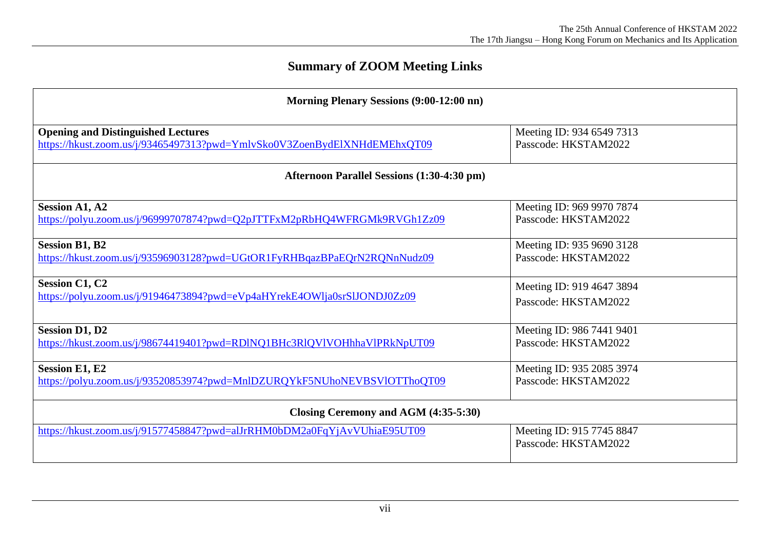# Summary of ZOOM Meeting Links

| | |
|---|---|
| **Morning Plenary Sessions (9:00-12:00 nn)** | |
| **Opening and Distinguished Lectures**<br>https://hkust.zoom.us/j/93465497313?pwd=YmlvSko0V3ZoenBydElXNHdEMEhxQT09 | Meeting ID: 934 6549 7313<br>Passcode: HKSTAM2022 |
| **Afternoon Parallel Sessions (1:30-4:30 pm)** | |
| **Session A1, A2**<br>https://polyu.zoom.us/j/96999707874?pwd=Q2pJTTFxM2pRbHQ4WFRGMk9RVGh1Zz09 | Meeting ID: 969 9970 7874<br>Passcode: HKSTAM2022 |
| **Session B1, B2**<br>https://hkust.zoom.us/j/93596903128?pwd=UGtOR1FyRHBqazBPaEQrN2RQNnNudz09 | Meeting ID: 935 9690 3128<br>Passcode: HKSTAM2022 |
| **Session C1, C2**<br>https://polyu.zoom.us/j/91946473894?pwd=eVp4aHYrekE4OWlja0srSlJONDJ0Zz09 | Meeting ID: 919 4647 3894<br>Passcode: HKSTAM2022 |
| **Session D1, D2**<br>https://hkust.zoom.us/j/98674419401?pwd=RDlNQ1BHc3RlQVlVOHhhaVlPRkNpUT09 | Meeting ID: 986 7441 9401<br>Passcode: HKSTAM2022 |
| **Session E1, E2**<br>https://polyu.zoom.us/j/93520853974?pwd=MnlDZURQYkF5NUhoNEVBSVlOTThoQT09 | Meeting ID: 935 2085 3974<br>Passcode: HKSTAM2022 |
| **Closing Ceremony and AGM (4:35-5:30)** | |
| https://hkust.zoom.us/j/91577458847?pwd=alJrRHM0bDM2a0FqYjAvVUhiaE95UT09 | Meeting ID: 915 7745 8847<br>Passcode: HKSTAM2022 |